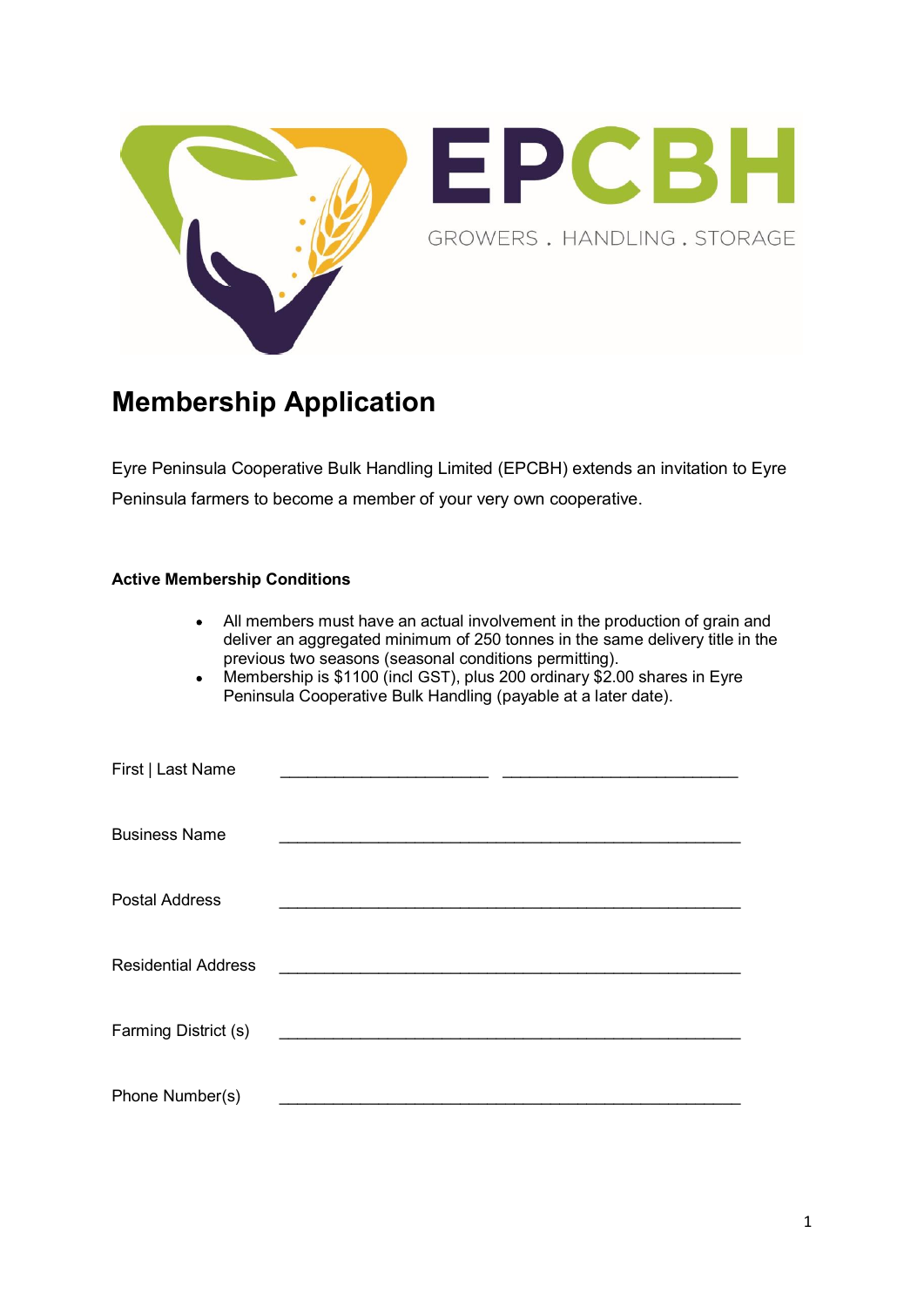EPCBH

GROWERS . HANDLING . STORAGE

# Membership Application

Eyre Peninsula Cooperative Bulk Handling Limited (EPCBH) extends an invitation to Eyre Peninsula farmers to become a member of your very own cooperative.

**Active Membership Conditions**

- All members must have an actual involvement in the production of grain and deliver an aggregated minimum of 250 tonnes in the same delivery title in the previous two seasons (seasonal conditions permitting).
- Membership is $1100 (incl GST), plus 200 ordinary $2.00 shares in Eyre Peninsula Cooperative Bulk Handling (payable at a later date).

First | Last Name _______________________ _________________________

Business Name ___________________________________________________

Postal Address ___________________________________________________

Residential Address ___________________________________________________

Farming District (s) ___________________________________________________

Phone Number(s) ___________________________________________________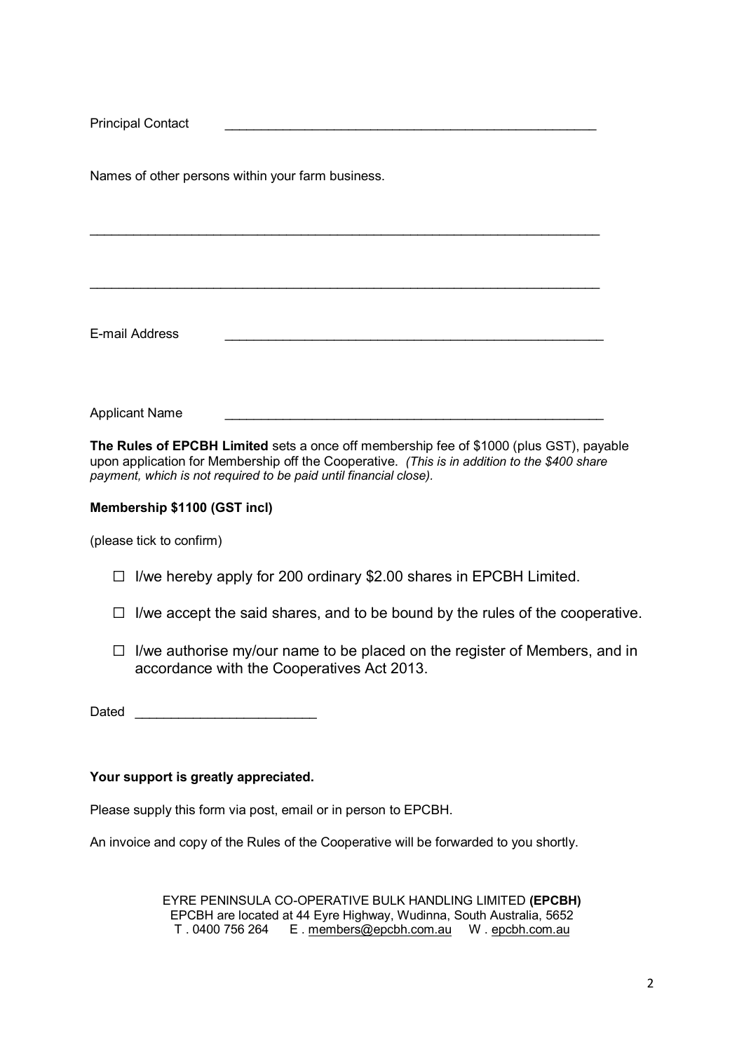Principal Contact ___________________________________________________

Names of other persons within your farm business.

_______________________________________________________________________

_______________________________________________________________________

E-mail Address ___________________________________________________

Applicant Name ___________________________________________________

**The Rules of EPCBH Limited** sets a once off membership fee of $1000 (plus GST), payable upon application for Membership off the Cooperative. *(This is in addition to the $400 share payment, which is not required to be paid until financial close).*

**Membership $1100 (GST incl)**

(please tick to confirm)

- ☐ I/we hereby apply for 200 ordinary $2.00 shares in EPCBH Limited.
- ☐ I/we accept the said shares, and to be bound by the rules of the cooperative.
- ☐ I/we authorise my/our name to be placed on the register of Members, and in accordance with the Cooperatives Act 2013.

Dated ________________________

**Your support is greatly appreciated.**

Please supply this form via post, email or in person to EPCBH.

An invoice and copy of the Rules of the Cooperative will be forwarded to you shortly.

EYRE PENINSULA CO-OPERATIVE BULK HANDLING LIMITED **(EPCBH)**
EPCBH are located at 44 Eyre Highway, Wudinna, South Australia, 5652
T . 0400 756 264 E . members@epcbh.com.au W . epcbh.com.au